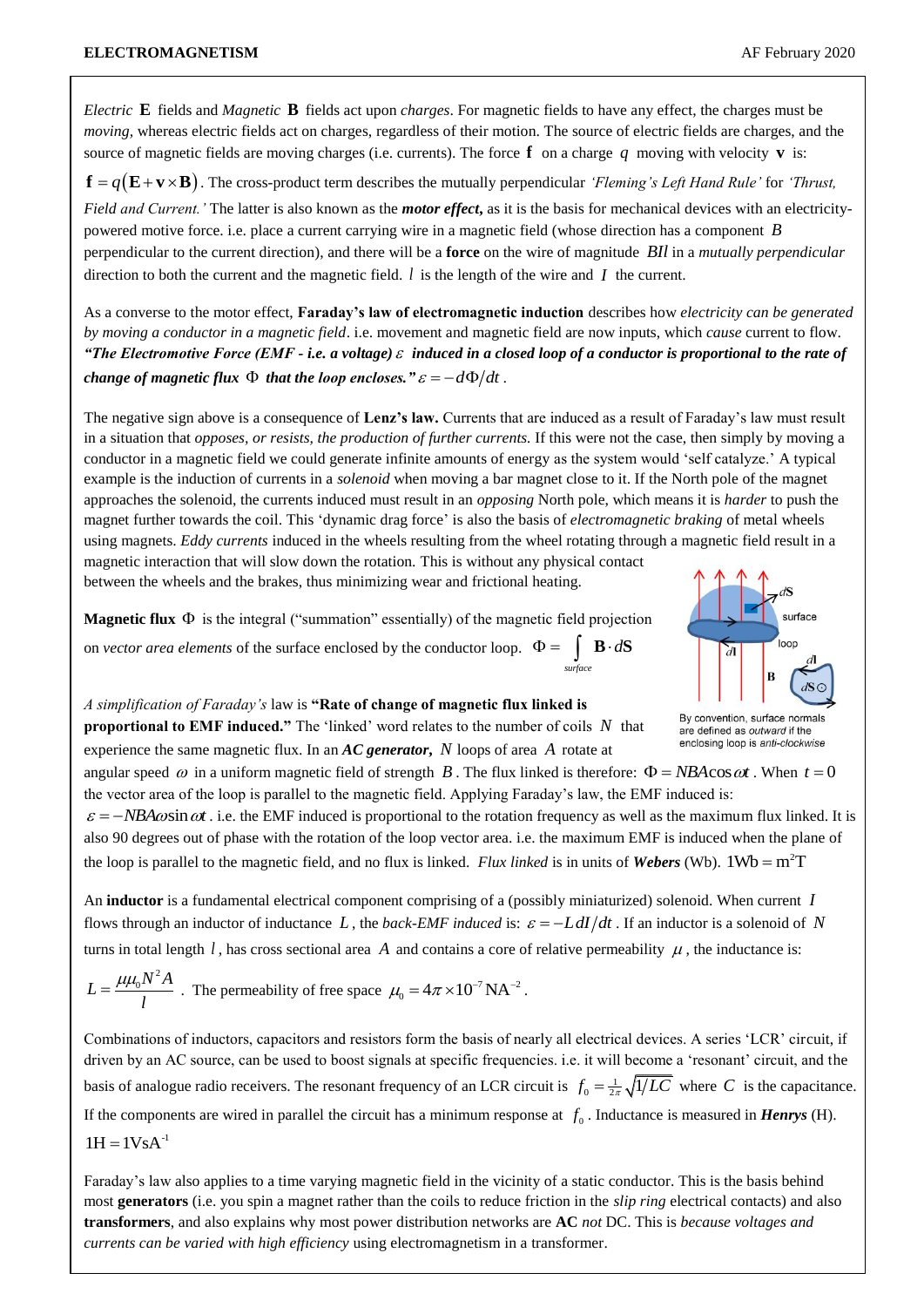*Electric* **E** fields and *Magnetic* **B** fields act upon *charges*. For magnetic fields to have any effect, the charges must be *moving*, whereas electric fields act on charges, regardless of their motion. The source of electric fields are charges, and the source of magnetic fields are moving charges (i.e. currents). The force $\mathbf{f}$ on a charge $q$ moving with velocity $\mathbf{v}$ is:

$\mathbf{f} = q(\mathbf{E} + \mathbf{v} \times \mathbf{B})$. The cross-product term describes the mutually perpendicular *'Fleming's Left Hand Rule'* for *'Thrust, Field and Current.'* The latter is also known as the ***motor effect,*** as it is the basis for mechanical devices with an electricity-powered motive force. i.e. place a current carrying wire in a magnetic field (whose direction has a component $B$ perpendicular to the current direction), and there will be a **force** on the wire of magnitude $BIl$ in a *mutually perpendicular* direction to both the current and the magnetic field. $l$ is the length of the wire and $I$ the current.

As a converse to the motor effect, **Faraday's law of electromagnetic induction** describes how *electricity can be generated by moving a conductor in a magnetic field*. i.e. movement and magnetic field are now inputs, which *cause* current to flow. ***"The Electromotive Force (EMF - i.e. a voltage)*** $\varepsilon$ ***induced in a closed loop of a conductor is proportional to the rate of change of magnetic flux*** $\Phi$ ***that the loop encloses."*** $\varepsilon = -d\Phi/dt$.

The negative sign above is a consequence of **Lenz's law.** Currents that are induced as a result of Faraday's law must result in a situation that *opposes, or resists, the production of further currents.* If this were not the case, then simply by moving a conductor in a magnetic field we could generate infinite amounts of energy as the system would 'self catalyze.' A typical example is the induction of currents in a *solenoid* when moving a bar magnet close to it. If the North pole of the magnet approaches the solenoid, the currents induced must result in an *opposing* North pole, which means it is *harder* to push the magnet further towards the coil. This 'dynamic drag force' is also the basis of *electromagnetic braking* of metal wheels using magnets. *Eddy currents* induced in the wheels resulting from the wheel rotating through a magnetic field result in a magnetic interaction that will slow down the rotation. This is without any physical contact between the wheels and the brakes, thus minimizing wear and frictional heating.

**Magnetic flux** $\Phi$ is the integral ("summation" essentially) of the magnetic field projection on *vector area elements* of the surface enclosed by the conductor loop. $\Phi = \int_{surface} \mathbf{B} \cdot d\mathbf{S}$

By convention, surface normals are defined as *outward* if the enclosing loop is *anti-clockwise*

*A simplification of Faraday's* law is **"Rate of change of magnetic flux linked is proportional to EMF induced."** The 'linked' word relates to the number of coils $N$ that experience the same magnetic flux. In an ***AC generator,*** $N$ loops of area $A$ rotate at angular speed $\omega$ in a uniform magnetic field of strength $B$. The flux linked is therefore: $\Phi = NBA\cos\omega t$. When $t = 0$ the vector area of the loop is parallel to the magnetic field. Applying Faraday's law, the EMF induced is: $\varepsilon = -NBA\omega\sin\omega t$. i.e. the EMF induced is proportional to the rotation frequency as well as the maximum flux linked. It is also 90 degrees out of phase with the rotation of the loop vector area. i.e. the maximum EMF is induced when the plane of the loop is parallel to the magnetic field, and no flux is linked. *Flux linked* is in units of ***Webers*** (Wb). $1\text{Wb} = \text{m}^2\text{T}$

An **inductor** is a fundamental electrical component comprising of a (possibly miniaturized) solenoid. When current $I$ flows through an inductor of inductance $L$, the *back-EMF induced* is: $\varepsilon = -L\,dI/dt$. If an inductor is a solenoid of $N$ turns in total length $l$, has cross sectional area $A$ and contains a core of relative permeability $\mu$, the inductance is:

$L = \dfrac{\mu\mu_0 N^2 A}{l}$. The permeability of free space $\mu_0 = 4\pi \times 10^{-7}\,\text{NA}^{-2}$.

Combinations of inductors, capacitors and resistors form the basis of nearly all electrical devices. A series 'LCR' circuit, if driven by an AC source, can be used to boost signals at specific frequencies. i.e. it will become a 'resonant' circuit, and the basis of analogue radio receivers. The resonant frequency of an LCR circuit is $f_0 = \frac{1}{2\pi}\sqrt{1/LC}$ where $C$ is the capacitance. If the components are wired in parallel the circuit has a minimum response at $f_0$. Inductance is measured in ***Henrys*** (H). $1\text{H} = 1\text{VsA}^{-1}$

Faraday's law also applies to a time varying magnetic field in the vicinity of a static conductor. This is the basis behind most **generators** (i.e. you spin a magnet rather than the coils to reduce friction in the *slip ring* electrical contacts) and also **transformers**, and also explains why most power distribution networks are **AC** *not* DC. This is *because voltages and currents can be varied with high efficiency* using electromagnetism in a transformer.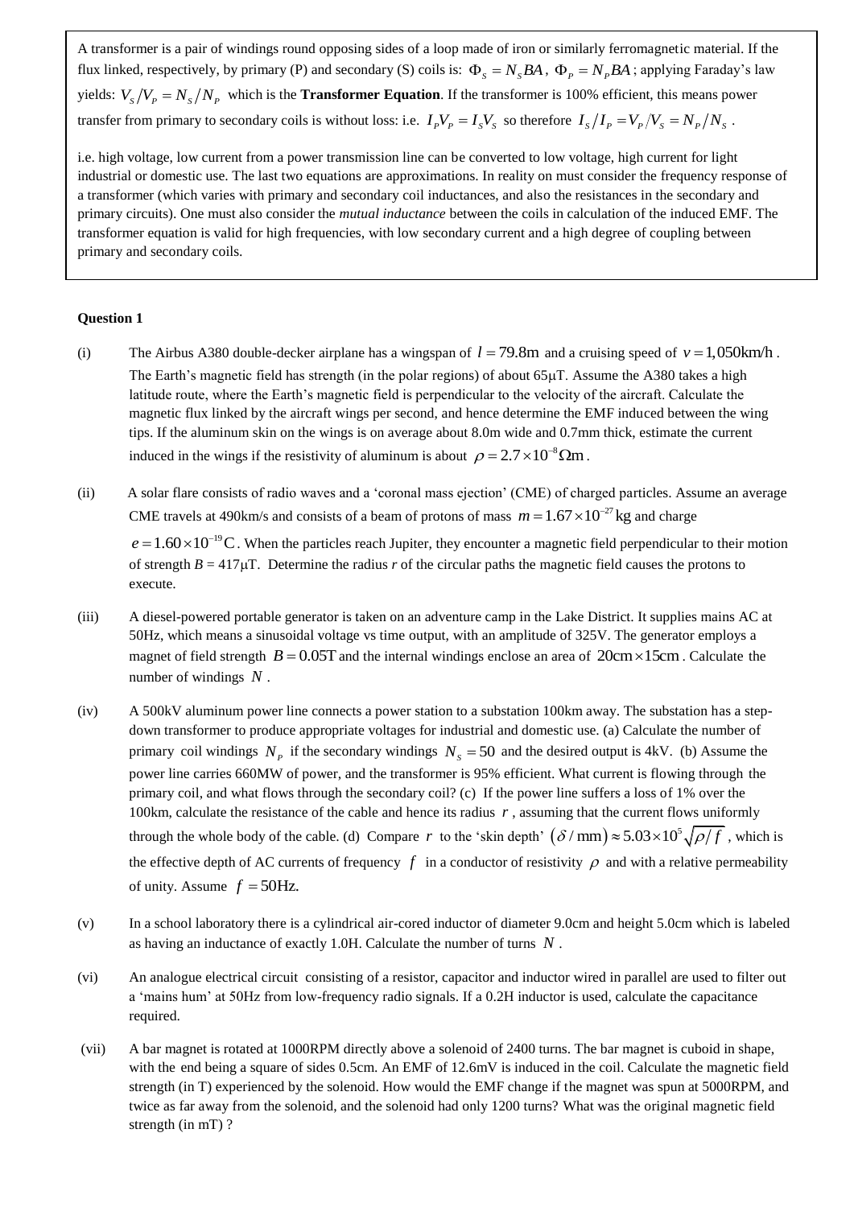A transformer is a pair of windings round opposing sides of a loop made of iron or similarly ferromagnetic material. If the flux linked, respectively, by primary (P) and secondary (S) coils is: $\Phi_S = N_S BA$, $\Phi_P = N_P BA$; applying Faraday's law yields: $V_S/V_P = N_S/N_P$ which is the **Transformer Equation**. If the transformer is 100% efficient, this means power transfer from primary to secondary coils is without loss: i.e. $I_P V_P = I_S V_S$ so therefore $I_S/I_P = V_P/V_S = N_P/N_S$.

i.e. high voltage, low current from a power transmission line can be converted to low voltage, high current for light industrial or domestic use. The last two equations are approximations. In reality on must consider the frequency response of a transformer (which varies with primary and secondary coil inductances, and also the resistances in the secondary and primary circuits). One must also consider the *mutual inductance* between the coils in calculation of the induced EMF. The transformer equation is valid for high frequencies, with low secondary current and a high degree of coupling between primary and secondary coils.

**Question 1**

(i) The Airbus A380 double-decker airplane has a wingspan of $l = 79.8\text{m}$ and a cruising speed of $v = 1{,}050\text{km/h}$. The Earth's magnetic field has strength (in the polar regions) of about 65μT. Assume the A380 takes a high latitude route, where the Earth's magnetic field is perpendicular to the velocity of the aircraft. Calculate the magnetic flux linked by the aircraft wings per second, and hence determine the EMF induced between the wing tips. If the aluminum skin on the wings is on average about 8.0m wide and 0.7mm thick, estimate the current induced in the wings if the resistivity of aluminum is about $\rho = 2.7 \times 10^{-8}\,\Omega\text{m}$.

(ii) A solar flare consists of radio waves and a 'coronal mass ejection' (CME) of charged particles. Assume an average CME travels at 490km/s and consists of a beam of protons of mass $m = 1.67 \times 10^{-27}\,\text{kg}$ and charge $e = 1.60 \times 10^{-19}\,\text{C}$. When the particles reach Jupiter, they encounter a magnetic field perpendicular to their motion of strength $B$ = 417μT. Determine the radius $r$ of the circular paths the magnetic field causes the protons to execute.

(iii) A diesel-powered portable generator is taken on an adventure camp in the Lake District. It supplies mains AC at 50Hz, which means a sinusoidal voltage vs time output, with an amplitude of 325V. The generator employs a magnet of field strength $B = 0.05\text{T}$ and the internal windings enclose an area of $20\text{cm} \times 15\text{cm}$. Calculate the number of windings $N$.

(iv) A 500kV aluminum power line connects a power station to a substation 100km away. The substation has a step-down transformer to produce appropriate voltages for industrial and domestic use. (a) Calculate the number of primary coil windings $N_P$ if the secondary windings $N_S = 50$ and the desired output is 4kV. (b) Assume the power line carries 660MW of power, and the transformer is 95% efficient. What current is flowing through the primary coil, and what flows through the secondary coil? (c) If the power line suffers a loss of 1% over the 100km, calculate the resistance of the cable and hence its radius $r$, assuming that the current flows uniformly through the whole body of the cable. (d) Compare $r$ to the 'skin depth' $(\delta/\text{mm}) \approx 5.03 \times 10^5 \sqrt{\rho/f}$, which is the effective depth of AC currents of frequency $f$ in a conductor of resistivity $\rho$ and with a relative permeability of unity. Assume $f = 50\text{Hz}$.

(v) In a school laboratory there is a cylindrical air-cored inductor of diameter 9.0cm and height 5.0cm which is labeled as having an inductance of exactly 1.0H. Calculate the number of turns $N$.

(vi) An analogue electrical circuit consisting of a resistor, capacitor and inductor wired in parallel are used to filter out a 'mains hum' at 50Hz from low-frequency radio signals. If a 0.2H inductor is used, calculate the capacitance required.

(vii) A bar magnet is rotated at 1000RPM directly above a solenoid of 2400 turns. The bar magnet is cuboid in shape, with the end being a square of sides 0.5cm. An EMF of 12.6mV is induced in the coil. Calculate the magnetic field strength (in T) experienced by the solenoid. How would the EMF change if the magnet was spun at 5000RPM, and twice as far away from the solenoid, and the solenoid had only 1200 turns? What was the original magnetic field strength (in mT) ?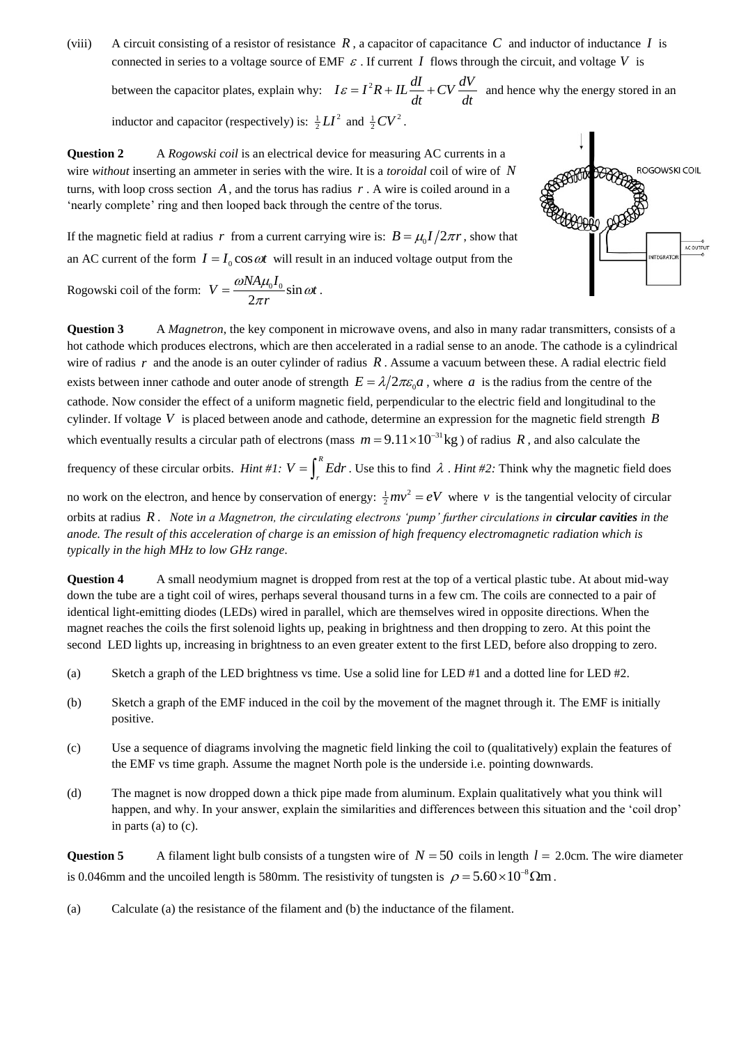(viii) A circuit consisting of a resistor of resistance $R$, a capacitor of capacitance $C$ and inductor of inductance $I$ is connected in series to a voltage source of EMF $\varepsilon$. If current $I$ flows through the circuit, and voltage $V$ is between the capacitor plates, explain why: $I\varepsilon = I^2R + IL\frac{dI}{dt} + CV\frac{dV}{dt}$ and hence why the energy stored in an inductor and capacitor (respectively) is: $\frac{1}{2}LI^2$ and $\frac{1}{2}CV^2$.

**Question 2** A *Rogowski coil* is an electrical device for measuring AC currents in a wire *without* inserting an ammeter in series with the wire. It is a *toroidal* coil of wire of $N$ turns, with loop cross section $A$, and the torus has radius $r$. A wire is coiled around in a 'nearly complete' ring and then looped back through the centre of the torus.

If the magnetic field at radius $r$ from a current carrying wire is: $B = \mu_0 I/2\pi r$, show that an AC current of the form $I = I_0 \cos\omega t$ will result in an induced voltage output from the Rogowski coil of the form: $V = \frac{\omega NA\mu_0 I_0}{2\pi r}\sin\omega t$.

**Question 3** A *Magnetron*, the key component in microwave ovens, and also in many radar transmitters, consists of a hot cathode which produces electrons, which are then accelerated in a radial sense to an anode. The cathode is a cylindrical wire of radius $r$ and the anode is an outer cylinder of radius $R$. Assume a vacuum between these. A radial electric field exists between inner cathode and outer anode of strength $E = \lambda/2\pi\varepsilon_0 a$, where $a$ is the radius from the centre of the cathode. Now consider the effect of a uniform magnetic field, perpendicular to the electric field and longitudinal to the cylinder. If voltage $V$ is placed between anode and cathode, determine an expression for the magnetic field strength $B$ which eventually results a circular path of electrons (mass $m = 9.11\times10^{-31}\text{kg}$) of radius $R$, and also calculate the frequency of these circular orbits. *Hint #1:* $V = \int_r^R E dr$. Use this to find $\lambda$. *Hint #2:* Think why the magnetic field does no work on the electron, and hence by conservation of energy: $\frac{1}{2}mv^2 = eV$ where $v$ is the tangential velocity of circular orbits at radius $R$. *Note in a Magnetron, the circulating electrons 'pump' further circulations in **circular cavities** in the anode. The result of this acceleration of charge is an emission of high frequency electromagnetic radiation which is typically in the high MHz to low GHz range.*

**Question 4** A small neodymium magnet is dropped from rest at the top of a vertical plastic tube. At about mid-way down the tube are a tight coil of wires, perhaps several thousand turns in a few cm. The coils are connected to a pair of identical light-emitting diodes (LEDs) wired in parallel, which are themselves wired in opposite directions. When the magnet reaches the coils the first solenoid lights up, peaking in brightness and then dropping to zero. At this point the second LED lights up, increasing in brightness to an even greater extent to the first LED, before also dropping to zero.

(a) Sketch a graph of the LED brightness vs time. Use a solid line for LED #1 and a dotted line for LED #2.

(b) Sketch a graph of the EMF induced in the coil by the movement of the magnet through it. The EMF is initially positive.

(c) Use a sequence of diagrams involving the magnetic field linking the coil to (qualitatively) explain the features of the EMF vs time graph. Assume the magnet North pole is the underside i.e. pointing downwards.

(d) The magnet is now dropped down a thick pipe made from aluminum. Explain qualitatively what you think will happen, and why. In your answer, explain the similarities and differences between this situation and the 'coil drop' in parts (a) to (c).

**Question 5** A filament light bulb consists of a tungsten wire of $N = 50$ coils in length $l =$ 2.0cm. The wire diameter is 0.046mm and the uncoiled length is 580mm. The resistivity of tungsten is $\rho = 5.60\times10^{-8}\,\Omega\text{m}$.

(a) Calculate (a) the resistance of the filament and (b) the inductance of the filament.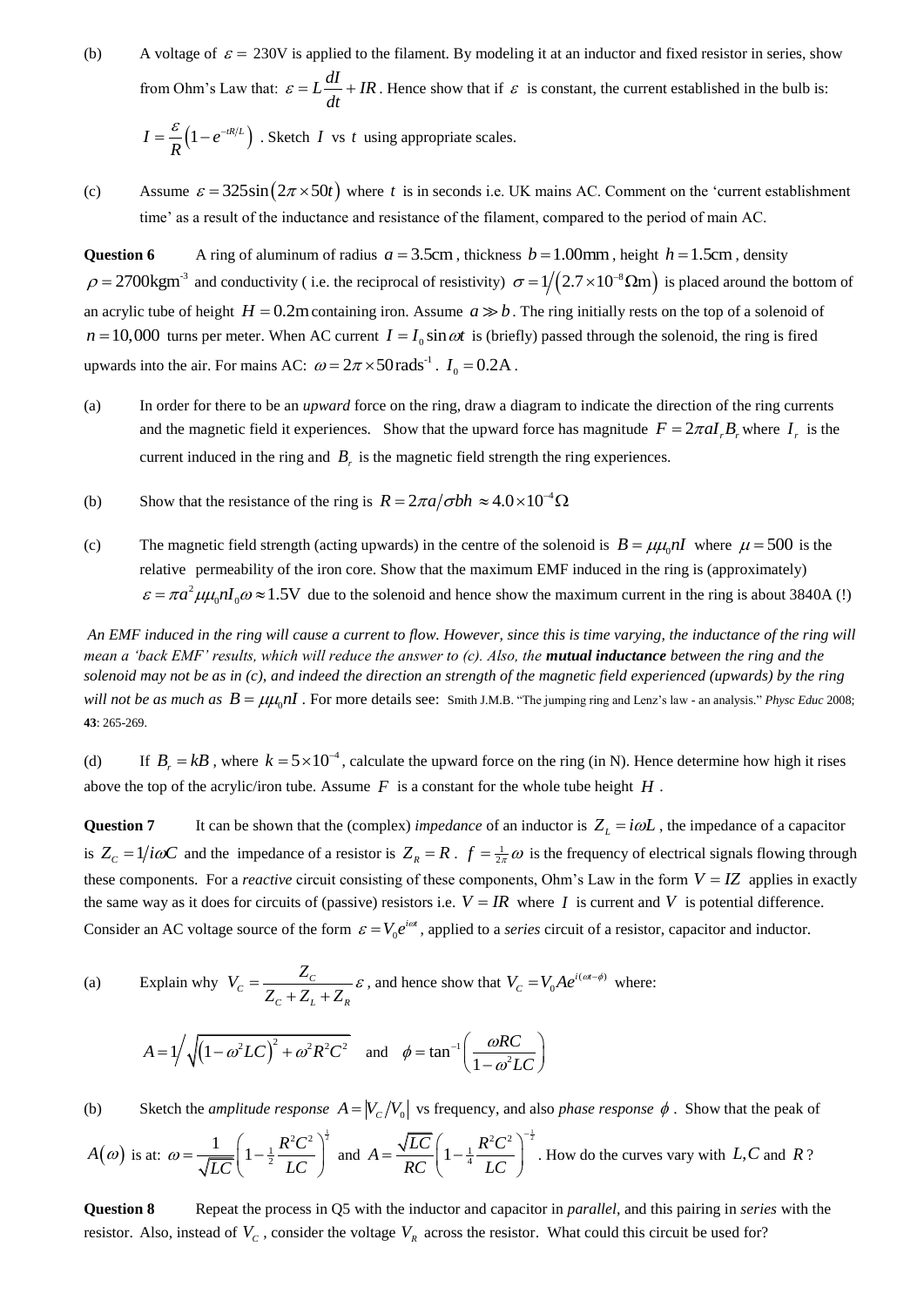(b) A voltage of $\varepsilon = 230\text{V}$ is applied to the filament. By modeling it at an inductor and fixed resistor in series, show from Ohm's Law that: $\varepsilon = L\dfrac{dI}{dt} + IR$. Hence show that if $\varepsilon$ is constant, the current established in the bulb is: $I = \dfrac{\varepsilon}{R}\left(1 - e^{-tR/L}\right)$. Sketch $I$ vs $t$ using appropriate scales.

(c) Assume $\varepsilon = 325\sin\left(2\pi \times 50t\right)$ where $t$ is in seconds i.e. UK mains AC. Comment on the 'current establishment time' as a result of the inductance and resistance of the filament, compared to the period of main AC.

**Question 6** A ring of aluminum of radius $a = 3.5\text{cm}$, thickness $b = 1.00\text{mm}$, height $h = 1.5\text{cm}$, density $\rho = 2700\text{kgm}^{-3}$ and conductivity ( i.e. the reciprocal of resistivity) $\sigma = 1/\left(2.7\times 10^{-8}\Omega\text{m}\right)$ is placed around the bottom of an acrylic tube of height $H = 0.2\text{m}$ containing iron. Assume $a \gg b$. The ring initially rests on the top of a solenoid of $n = 10{,}000$ turns per meter. When AC current $I = I_0 \sin\omega t$ is (briefly) passed through the solenoid, the ring is fired upwards into the air. For mains AC: $\omega = 2\pi \times 50\,\text{rads}^{-1}$. $I_0 = 0.2\text{A}$.

(a) In order for there to be an *upward* force on the ring, draw a diagram to indicate the direction of the ring currents and the magnetic field it experiences. Show that the upward force has magnitude $F = 2\pi a I_r B_r$ where $I_r$ is the current induced in the ring and $B_r$ is the magnetic field strength the ring experiences.

(b) Show that the resistance of the ring is $R = 2\pi a/\sigma b h \approx 4.0\times 10^{-4}\Omega$

(c) The magnetic field strength (acting upwards) in the centre of the solenoid is $B = \mu\mu_0 n I$ where $\mu = 500$ is the relative permeability of the iron core. Show that the maximum EMF induced in the ring is (approximately) $\varepsilon = \pi a^2 \mu\mu_0 n I_0 \omega \approx 1.5\text{V}$ due to the solenoid and hence show the maximum current in the ring is about 3840A (!)

*An EMF induced in the ring will cause a current to flow. However, since this is time varying, the inductance of the ring will mean a 'back EMF' results, which will reduce the answer to (c). Also, the* ***mutual inductance*** *between the ring and the solenoid may not be as in (c), and indeed the direction an strength of the magnetic field experienced (upwards) by the ring will not be as much as* $B = \mu\mu_0 n I$. For more details see: Smith J.M.B. "The jumping ring and Lenz's law - an analysis." *Physc Educ* 2008; **43**: 265-269.

(d) If $B_r = kB$, where $k = 5\times 10^{-4}$, calculate the upward force on the ring (in N). Hence determine how high it rises above the top of the acrylic/iron tube. Assume $F$ is a constant for the whole tube height $H$.

**Question 7** It can be shown that the (complex) *impedance* of an inductor is $Z_L = i\omega L$, the impedance of a capacitor is $Z_C = 1/i\omega C$ and the impedance of a resistor is $Z_R = R$. $f = \frac{1}{2\pi}\omega$ is the frequency of electrical signals flowing through these components. For a *reactive* circuit consisting of these components, Ohm's Law in the form $V = IZ$ applies in exactly the same way as it does for circuits of (passive) resistors i.e. $V = IR$ where $I$ is current and $V$ is potential difference. Consider an AC voltage source of the form $\varepsilon = V_0 e^{i\omega t}$, applied to a *series* circuit of a resistor, capacitor and inductor.

(a) Explain why $V_C = \dfrac{Z_C}{Z_C + Z_L + Z_R}\varepsilon$, and hence show that $V_C = V_0 A e^{i(\omega t - \phi)}$ where:

$$A = 1\Big/\sqrt{\left(1-\omega^2 LC\right)^2 + \omega^2 R^2 C^2} \quad \text{and} \quad \phi = \tan^{-1}\left(\frac{\omega RC}{1-\omega^2 LC}\right)$$

(b) Sketch the *amplitude response* $A = \left|V_C/V_0\right|$ vs frequency, and also *phase response* $\phi$. Show that the peak of $A(\omega)$ is at: $\omega = \dfrac{1}{\sqrt{LC}}\left(1 - \frac{1}{2}\dfrac{R^2C^2}{LC}\right)^{\frac{1}{2}}$ and $A = \dfrac{\sqrt{LC}}{RC}\left(1 - \frac{1}{4}\dfrac{R^2C^2}{LC}\right)^{-\frac{1}{2}}$. How do the curves vary with $L, C$ and $R$?

**Question 8** Repeat the process in Q5 with the inductor and capacitor in *parallel*, and this pairing in *series* with the resistor. Also, instead of $V_C$, consider the voltage $V_R$ across the resistor. What could this circuit be used for?